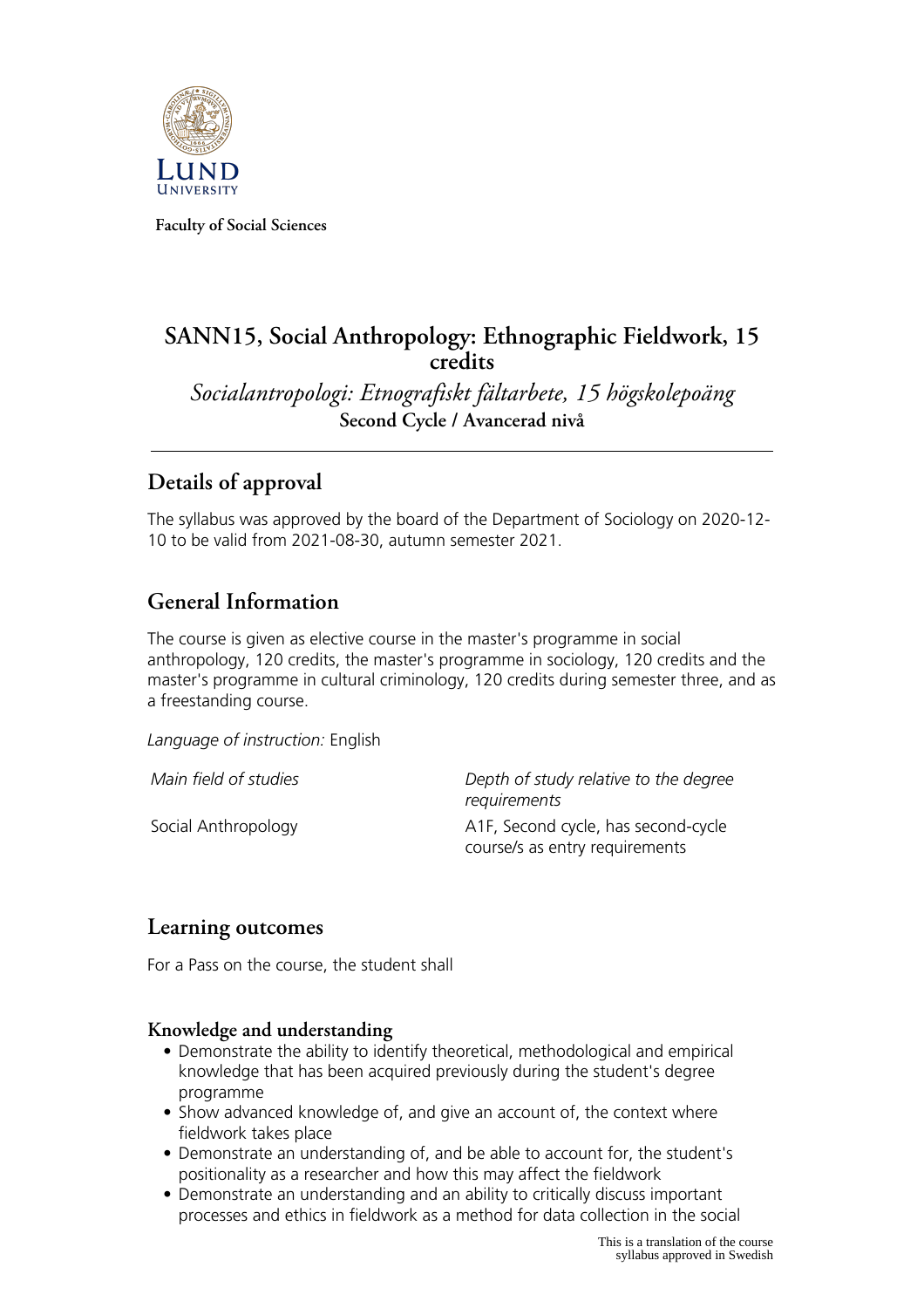Faculty of Social Sciences

# SANN15, Social Anthropology: Ethnographic Fieldwork, 15 credits

*Socialantropologi: Etnografiskt fältarbete, 15 högskolepoäng*

**Second Cycle / Avancerad nivå**

## Details of approval

The syllabus was approved by the board of the Department of Sociology on 2020-12-10 to be valid from 2021-08-30, autumn semester 2021.

## General Information

The course is given as elective course in the master's programme in social anthropology, 120 credits, the master's programme in sociology, 120 credits and the master's programme in cultural criminology, 120 credits during semester three, and as a freestanding course.

*Language of instruction:* English

| *Main field of studies* | *Depth of study relative to the degree requirements* |
|---|---|
| Social Anthropology | A1F, Second cycle, has second-cycle course/s as entry requirements |

## Learning outcomes

For a Pass on the course, the student shall

### Knowledge and understanding

- Demonstrate the ability to identify theoretical, methodological and empirical knowledge that has been acquired previously during the student's degree programme
- Show advanced knowledge of, and give an account of, the context where fieldwork takes place
- Demonstrate an understanding of, and be able to account for, the student's positionality as a researcher and how this may affect the fieldwork
- Demonstrate an understanding and an ability to critically discuss important processes and ethics in fieldwork as a method for data collection in the social

This is a translation of the course syllabus approved in Swedish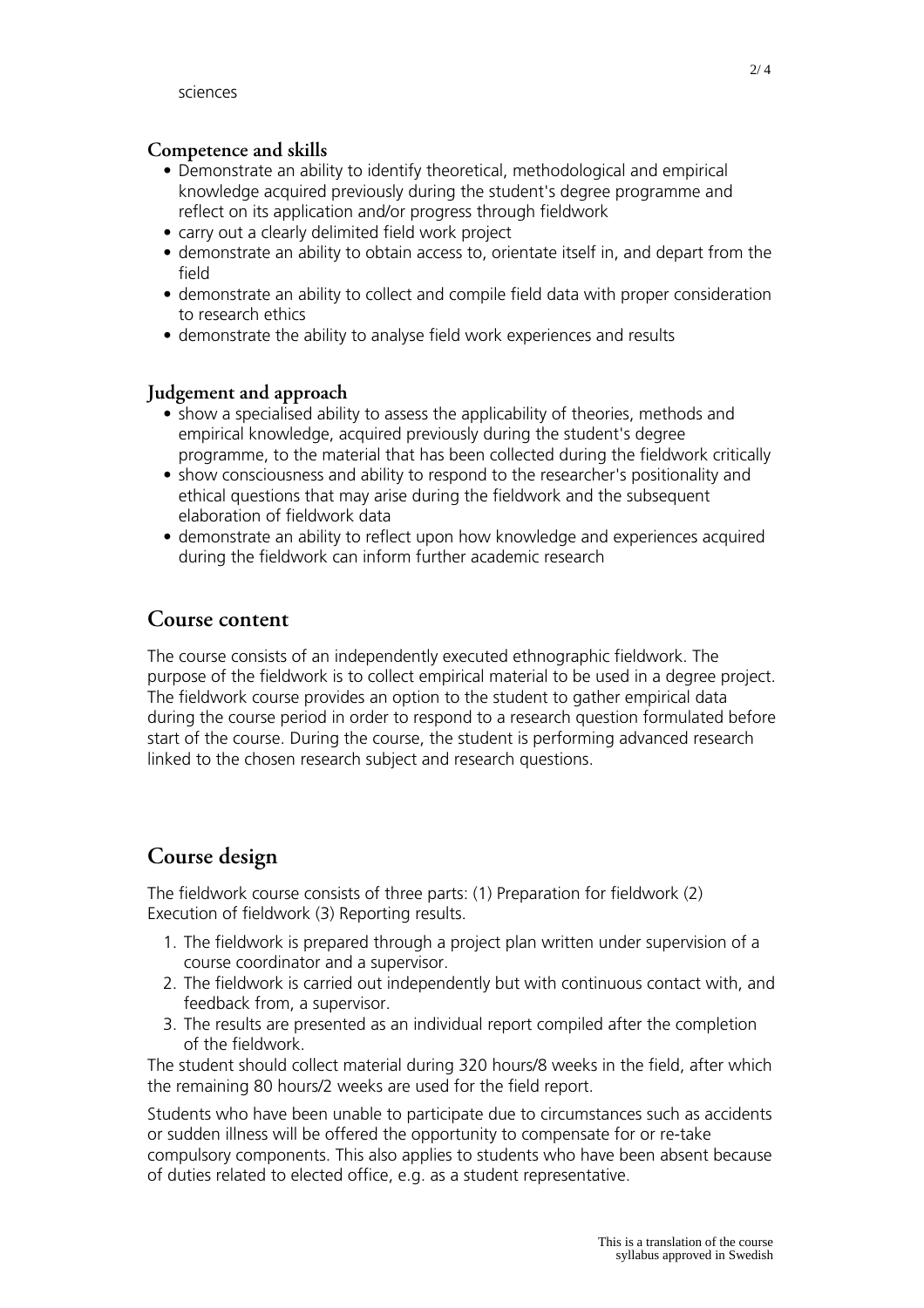sciences

### Competence and skills

- Demonstrate an ability to identify theoretical, methodological and empirical knowledge acquired previously during the student's degree programme and reflect on its application and/or progress through fieldwork
- carry out a clearly delimited field work project
- demonstrate an ability to obtain access to, orientate itself in, and depart from the field
- demonstrate an ability to collect and compile field data with proper consideration to research ethics
- demonstrate the ability to analyse field work experiences and results

### Judgement and approach

- show a specialised ability to assess the applicability of theories, methods and empirical knowledge, acquired previously during the student's degree programme, to the material that has been collected during the fieldwork critically
- show consciousness and ability to respond to the researcher's positionality and ethical questions that may arise during the fieldwork and the subsequent elaboration of fieldwork data
- demonstrate an ability to reflect upon how knowledge and experiences acquired during the fieldwork can inform further academic research

## Course content

The course consists of an independently executed ethnographic fieldwork. The purpose of the fieldwork is to collect empirical material to be used in a degree project. The fieldwork course provides an option to the student to gather empirical data during the course period in order to respond to a research question formulated before start of the course. During the course, the student is performing advanced research linked to the chosen research subject and research questions.

## Course design

The fieldwork course consists of three parts: (1) Preparation for fieldwork (2) Execution of fieldwork (3) Reporting results.

1. The fieldwork is prepared through a project plan written under supervision of a course coordinator and a supervisor.
2. The fieldwork is carried out independently but with continuous contact with, and feedback from, a supervisor.
3. The results are presented as an individual report compiled after the completion of the fieldwork.

The student should collect material during 320 hours/8 weeks in the field, after which the remaining 80 hours/2 weeks are used for the field report.

Students who have been unable to participate due to circumstances such as accidents or sudden illness will be offered the opportunity to compensate for or re-take compulsory components. This also applies to students who have been absent because of duties related to elected office, e.g. as a student representative.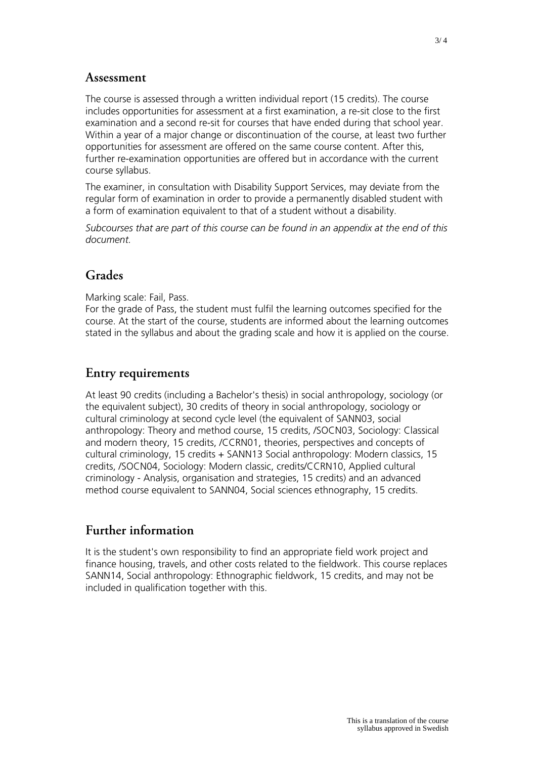## Assessment

The course is assessed through a written individual report (15 credits). The course includes opportunities for assessment at a first examination, a re-sit close to the first examination and a second re-sit for courses that have ended during that school year. Within a year of a major change or discontinuation of the course, at least two further opportunities for assessment are offered on the same course content. After this, further re-examination opportunities are offered but in accordance with the current course syllabus.

The examiner, in consultation with Disability Support Services, may deviate from the regular form of examination in order to provide a permanently disabled student with a form of examination equivalent to that of a student without a disability.

*Subcourses that are part of this course can be found in an appendix at the end of this document.*

## Grades

Marking scale: Fail, Pass.
For the grade of Pass, the student must fulfil the learning outcomes specified for the course. At the start of the course, students are informed about the learning outcomes stated in the syllabus and about the grading scale and how it is applied on the course.

## Entry requirements

At least 90 credits (including a Bachelor's thesis) in social anthropology, sociology (or the equivalent subject), 30 credits of theory in social anthropology, sociology or cultural criminology at second cycle level (the equivalent of SANN03, social anthropology: Theory and method course, 15 credits, /SOCN03, Sociology: Classical and modern theory, 15 credits, /CCRN01, theories, perspectives and concepts of cultural criminology, 15 credits + SANN13 Social anthropology: Modern classics, 15 credits, /SOCN04, Sociology: Modern classic, credits/CCRN10, Applied cultural criminology - Analysis, organisation and strategies, 15 credits) and an advanced method course equivalent to SANN04, Social sciences ethnography, 15 credits.

## Further information

It is the student's own responsibility to find an appropriate field work project and finance housing, travels, and other costs related to the fieldwork. This course replaces SANN14, Social anthropology: Ethnographic fieldwork, 15 credits, and may not be included in qualification together with this.

This is a translation of the course syllabus approved in Swedish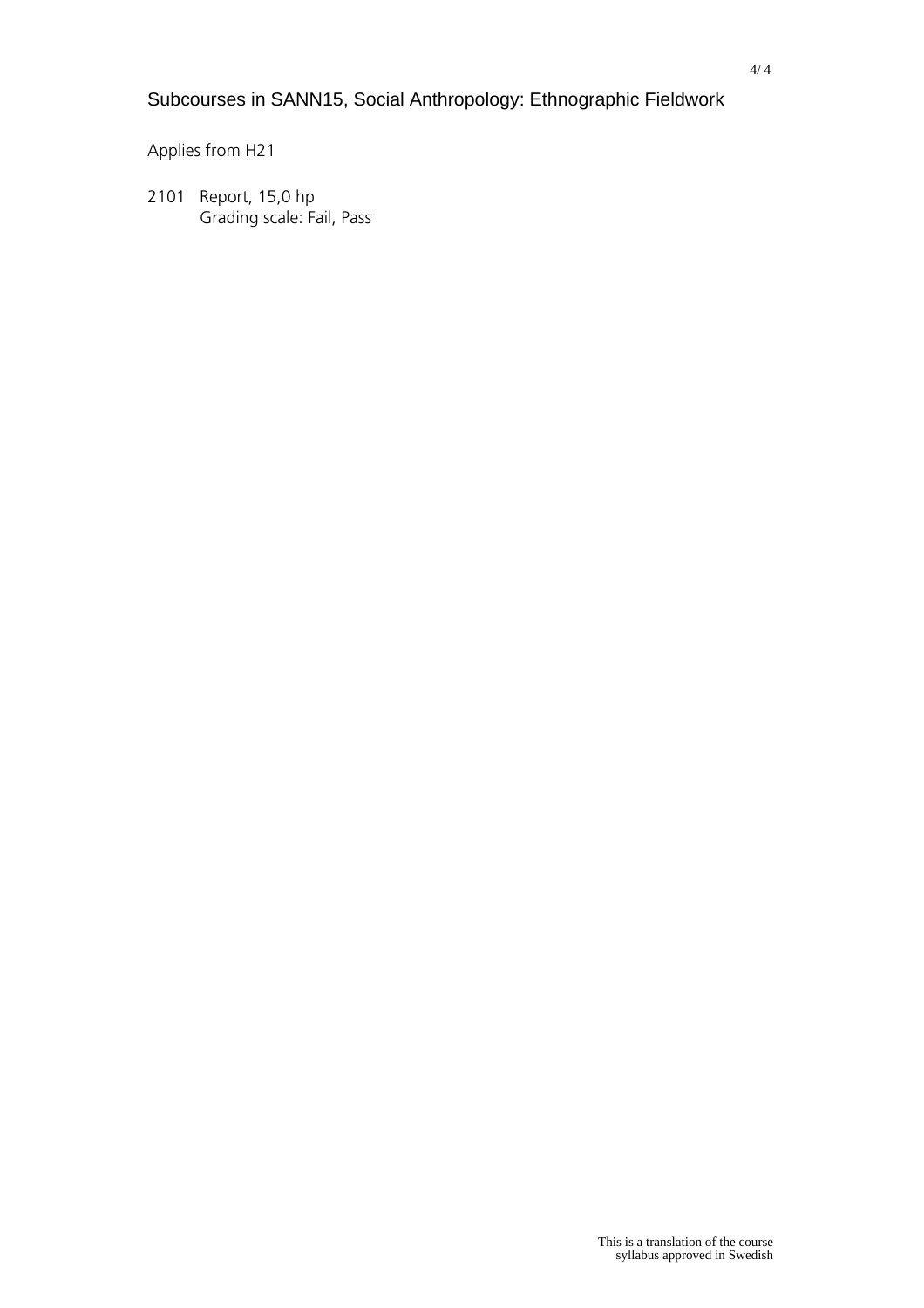## Subcourses in SANN15, Social Anthropology: Ethnographic Fieldwork

Applies from H21

2101 Report, 15,0 hp
Grading scale: Fail, Pass

This is a translation of the course syllabus approved in Swedish